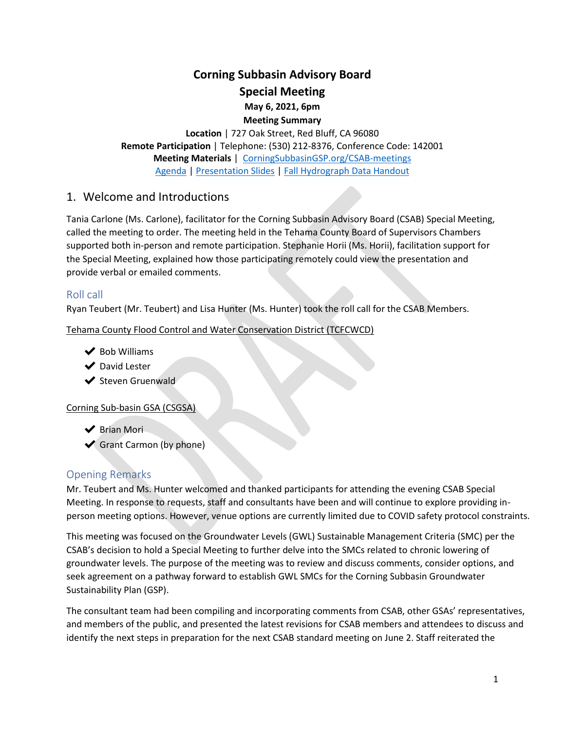# Corning Subbasin Advisory Board

## Special Meeting

**May 6, 2021, 6pm**

**Meeting Summary**

**Location** | 727 Oak Street, Red Bluff, CA 96080

**Remote Participation** | Telephone: (530) 212-8376, Conference Code: 142001

**Meeting Materials** | [CorningSubbasinGSP.org/CSAB-meetings](CorningSubbasinGSP.org/CSAB-meetings)

[Agenda](#) | [Presentation Slides](#) | [Fall Hydrograph Data Handout](#)

## 1. Welcome and Introductions

Tania Carlone (Ms. Carlone), facilitator for the Corning Subbasin Advisory Board (CSAB) Special Meeting, called the meeting to order. The meeting held in the Tehama County Board of Supervisors Chambers supported both in-person and remote participation. Stephanie Horii (Ms. Horii), facilitation support for the Special Meeting, explained how those participating remotely could view the presentation and provide verbal or emailed comments.

### Roll call

Ryan Teubert (Mr. Teubert) and Lisa Hunter (Ms. Hunter) took the roll call for the CSAB Members.

Tehama County Flood Control and Water Conservation District (TCFCWCD)

- ✔ Bob Williams
- ✔ David Lester
- ✔ Steven Gruenwald

Corning Sub-basin GSA (CSGSA)

- ✔ Brian Mori
- ✔ Grant Carmon (by phone)

### Opening Remarks

Mr. Teubert and Ms. Hunter welcomed and thanked participants for attending the evening CSAB Special Meeting. In response to requests, staff and consultants have been and will continue to explore providing in-person meeting options. However, venue options are currently limited due to COVID safety protocol constraints.

This meeting was focused on the Groundwater Levels (GWL) Sustainable Management Criteria (SMC) per the CSAB's decision to hold a Special Meeting to further delve into the SMCs related to chronic lowering of groundwater levels. The purpose of the meeting was to review and discuss comments, consider options, and seek agreement on a pathway forward to establish GWL SMCs for the Corning Subbasin Groundwater Sustainability Plan (GSP).

The consultant team had been compiling and incorporating comments from CSAB, other GSAs' representatives, and members of the public, and presented the latest revisions for CSAB members and attendees to discuss and identify the next steps in preparation for the next CSAB standard meeting on June 2. Staff reiterated the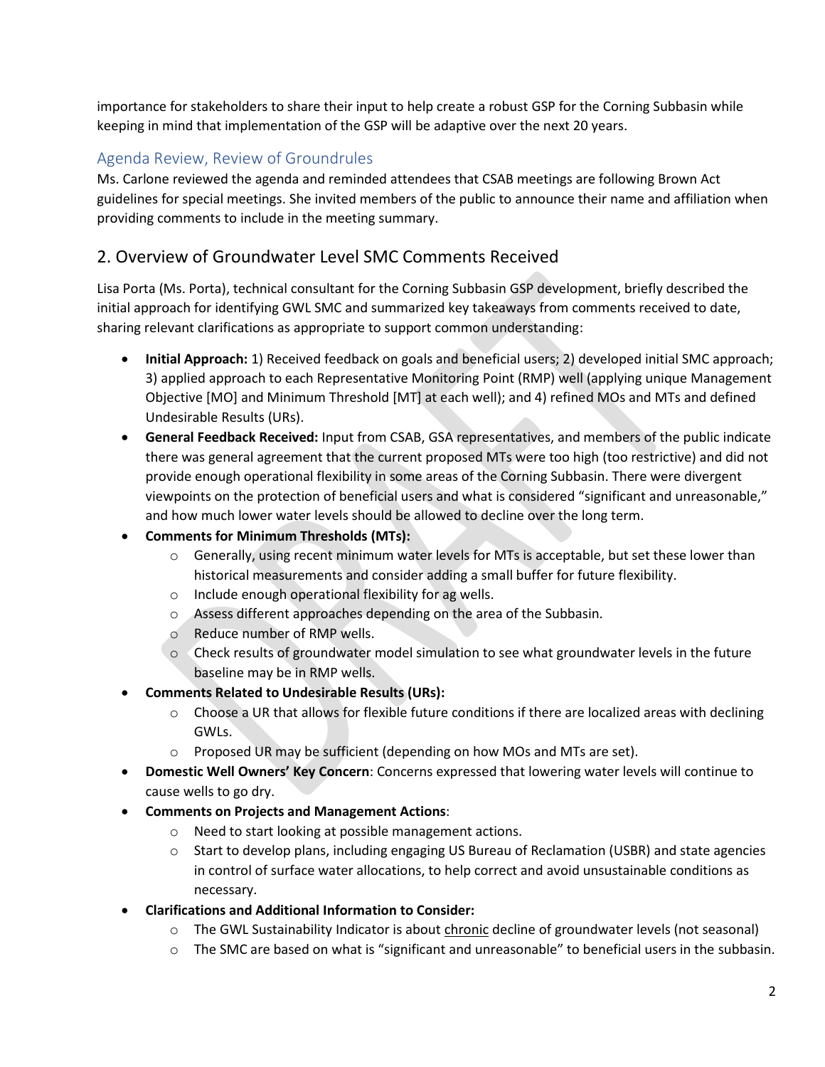importance for stakeholders to share their input to help create a robust GSP for the Corning Subbasin while keeping in mind that implementation of the GSP will be adaptive over the next 20 years.

### Agenda Review, Review of Groundrules

Ms. Carlone reviewed the agenda and reminded attendees that CSAB meetings are following Brown Act guidelines for special meetings. She invited members of the public to announce their name and affiliation when providing comments to include in the meeting summary.

## 2. Overview of Groundwater Level SMC Comments Received

Lisa Porta (Ms. Porta), technical consultant for the Corning Subbasin GSP development, briefly described the initial approach for identifying GWL SMC and summarized key takeaways from comments received to date, sharing relevant clarifications as appropriate to support common understanding:

- **Initial Approach:** 1) Received feedback on goals and beneficial users; 2) developed initial SMC approach; 3) applied approach to each Representative Monitoring Point (RMP) well (applying unique Management Objective [MO] and Minimum Threshold [MT] at each well); and 4) refined MOs and MTs and defined Undesirable Results (URs).
- **General Feedback Received:** Input from CSAB, GSA representatives, and members of the public indicate there was general agreement that the current proposed MTs were too high (too restrictive) and did not provide enough operational flexibility in some areas of the Corning Subbasin. There were divergent viewpoints on the protection of beneficial users and what is considered "significant and unreasonable," and how much lower water levels should be allowed to decline over the long term.
- **Comments for Minimum Thresholds (MTs):**
    - Generally, using recent minimum water levels for MTs is acceptable, but set these lower than historical measurements and consider adding a small buffer for future flexibility.
    - Include enough operational flexibility for ag wells.
    - Assess different approaches depending on the area of the Subbasin.
    - Reduce number of RMP wells.
    - Check results of groundwater model simulation to see what groundwater levels in the future baseline may be in RMP wells.
- **Comments Related to Undesirable Results (URs):**
    - Choose a UR that allows for flexible future conditions if there are localized areas with declining GWLs.
    - Proposed UR may be sufficient (depending on how MOs and MTs are set).
- **Domestic Well Owners' Key Concern**: Concerns expressed that lowering water levels will continue to cause wells to go dry.
- **Comments on Projects and Management Actions**:
    - Need to start looking at possible management actions.
    - Start to develop plans, including engaging US Bureau of Reclamation (USBR) and state agencies in control of surface water allocations, to help correct and avoid unsustainable conditions as necessary.
- **Clarifications and Additional Information to Consider:**
    - The GWL Sustainability Indicator is about chronic decline of groundwater levels (not seasonal)
    - The SMC are based on what is "significant and unreasonable" to beneficial users in the subbasin.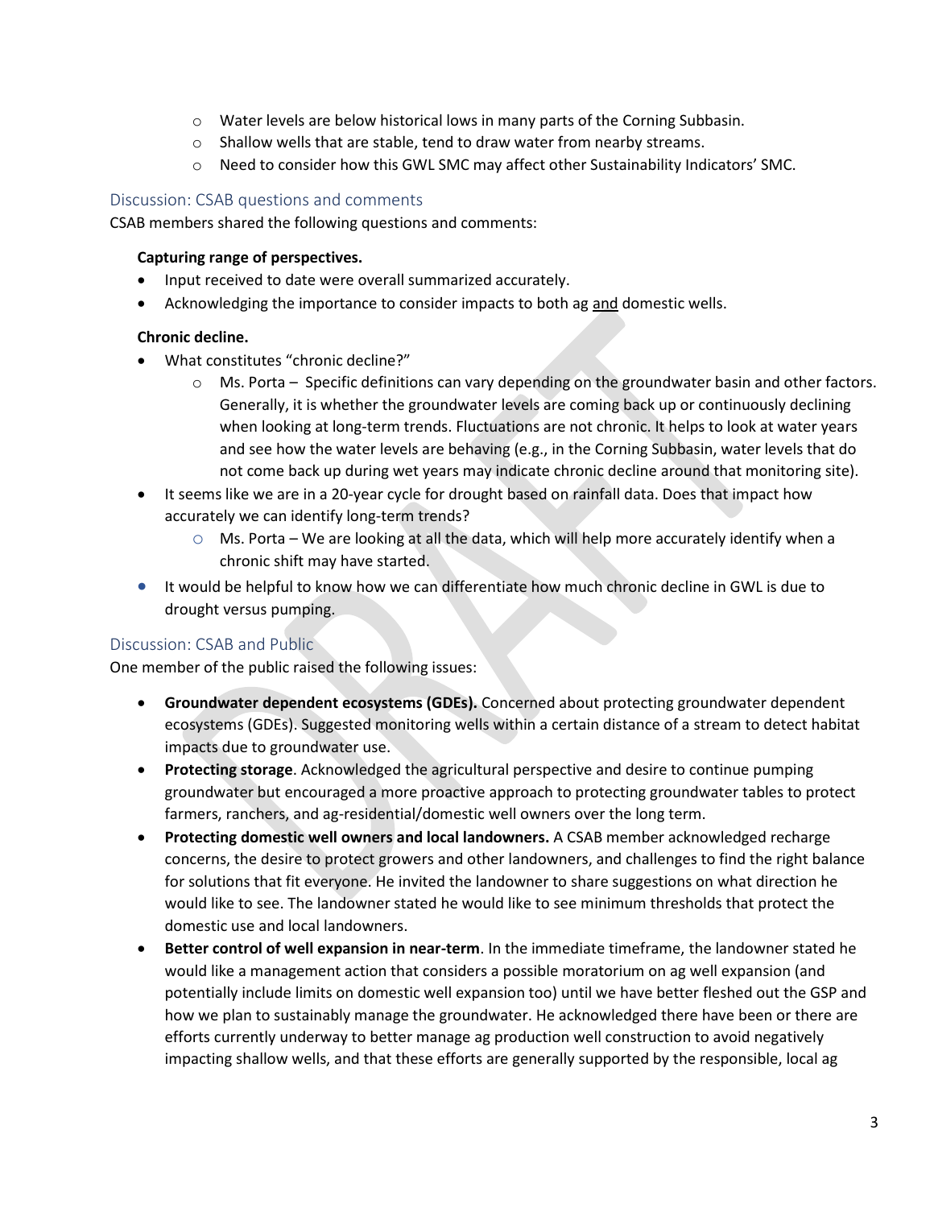- Water levels are below historical lows in many parts of the Corning Subbasin.
- Shallow wells that are stable, tend to draw water from nearby streams.
- Need to consider how this GWL SMC may affect other Sustainability Indicators' SMC.

## Discussion: CSAB questions and comments

CSAB members shared the following questions and comments:

**Capturing range of perspectives.**

- Input received to date were overall summarized accurately.
- Acknowledging the importance to consider impacts to both ag and domestic wells.

**Chronic decline.**

- What constitutes "chronic decline?"
  - Ms. Porta – Specific definitions can vary depending on the groundwater basin and other factors. Generally, it is whether the groundwater levels are coming back up or continuously declining when looking at long-term trends. Fluctuations are not chronic. It helps to look at water years and see how the water levels are behaving (e.g., in the Corning Subbasin, water levels that do not come back up during wet years may indicate chronic decline around that monitoring site).
- It seems like we are in a 20-year cycle for drought based on rainfall data. Does that impact how accurately we can identify long-term trends?
  - Ms. Porta – We are looking at all the data, which will help more accurately identify when a chronic shift may have started.
- It would be helpful to know how we can differentiate how much chronic decline in GWL is due to drought versus pumping.

## Discussion: CSAB and Public

One member of the public raised the following issues:

- **Groundwater dependent ecosystems (GDEs).** Concerned about protecting groundwater dependent ecosystems (GDEs). Suggested monitoring wells within a certain distance of a stream to detect habitat impacts due to groundwater use.
- **Protecting storage**. Acknowledged the agricultural perspective and desire to continue pumping groundwater but encouraged a more proactive approach to protecting groundwater tables to protect farmers, ranchers, and ag-residential/domestic well owners over the long term.
- **Protecting domestic well owners and local landowners.** A CSAB member acknowledged recharge concerns, the desire to protect growers and other landowners, and challenges to find the right balance for solutions that fit everyone. He invited the landowner to share suggestions on what direction he would like to see. The landowner stated he would like to see minimum thresholds that protect the domestic use and local landowners.
- **Better control of well expansion in near-term**. In the immediate timeframe, the landowner stated he would like a management action that considers a possible moratorium on ag well expansion (and potentially include limits on domestic well expansion too) until we have better fleshed out the GSP and how we plan to sustainably manage the groundwater. He acknowledged there have been or there are efforts currently underway to better manage ag production well construction to avoid negatively impacting shallow wells, and that these efforts are generally supported by the responsible, local ag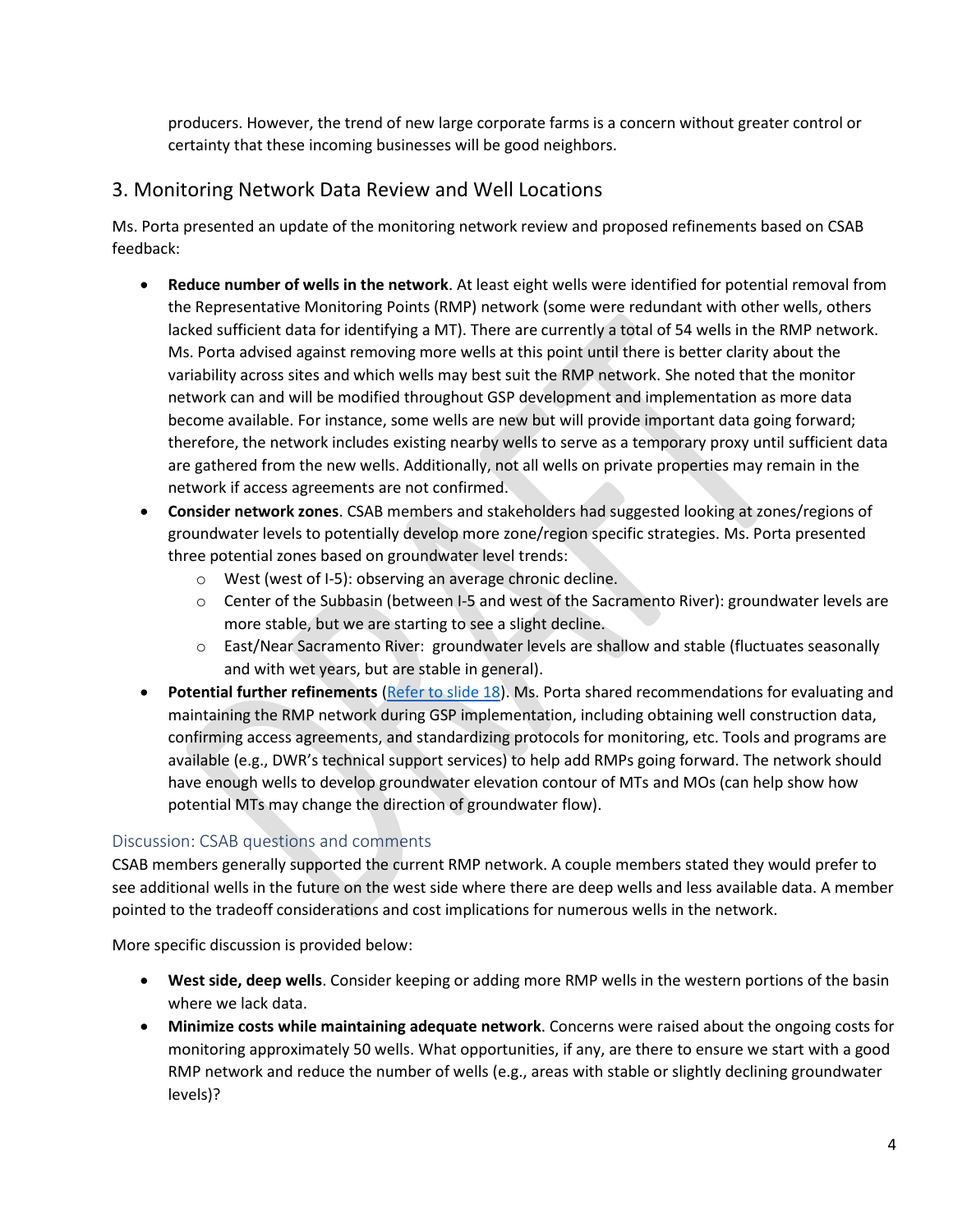producers. However, the trend of new large corporate farms is a concern without greater control or certainty that these incoming businesses will be good neighbors.

## 3. Monitoring Network Data Review and Well Locations

Ms. Porta presented an update of the monitoring network review and proposed refinements based on CSAB feedback:

- **Reduce number of wells in the network**. At least eight wells were identified for potential removal from the Representative Monitoring Points (RMP) network (some were redundant with other wells, others lacked sufficient data for identifying a MT). There are currently a total of 54 wells in the RMP network. Ms. Porta advised against removing more wells at this point until there is better clarity about the variability across sites and which wells may best suit the RMP network. She noted that the monitor network can and will be modified throughout GSP development and implementation as more data become available. For instance, some wells are new but will provide important data going forward; therefore, the network includes existing nearby wells to serve as a temporary proxy until sufficient data are gathered from the new wells. Additionally, not all wells on private properties may remain in the network if access agreements are not confirmed.
- **Consider network zones**. CSAB members and stakeholders had suggested looking at zones/regions of groundwater levels to potentially develop more zone/region specific strategies. Ms. Porta presented three potential zones based on groundwater level trends:
  - West (west of I-5): observing an average chronic decline.
  - Center of the Subbasin (between I-5 and west of the Sacramento River): groundwater levels are more stable, but we are starting to see a slight decline.
  - East/Near Sacramento River: groundwater levels are shallow and stable (fluctuates seasonally and with wet years, but are stable in general).
- **Potential further refinements** (Refer to slide 18). Ms. Porta shared recommendations for evaluating and maintaining the RMP network during GSP implementation, including obtaining well construction data, confirming access agreements, and standardizing protocols for monitoring, etc. Tools and programs are available (e.g., DWR's technical support services) to help add RMPs going forward. The network should have enough wells to develop groundwater elevation contour of MTs and MOs (can help show how potential MTs may change the direction of groundwater flow).

### Discussion: CSAB questions and comments

CSAB members generally supported the current RMP network. A couple members stated they would prefer to see additional wells in the future on the west side where there are deep wells and less available data. A member pointed to the tradeoff considerations and cost implications for numerous wells in the network.

More specific discussion is provided below:

- **West side, deep wells**. Consider keeping or adding more RMP wells in the western portions of the basin where we lack data.
- **Minimize costs while maintaining adequate network**. Concerns were raised about the ongoing costs for monitoring approximately 50 wells. What opportunities, if any, are there to ensure we start with a good RMP network and reduce the number of wells (e.g., areas with stable or slightly declining groundwater levels)?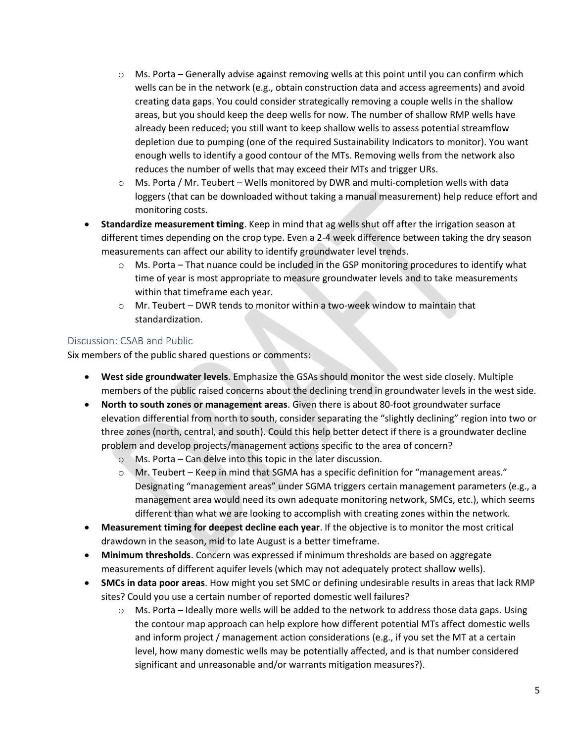- Ms. Porta – Generally advise against removing wells at this point until you can confirm which wells can be in the network (e.g., obtain construction data and access agreements) and avoid creating data gaps. You could consider strategically removing a couple wells in the shallow areas, but you should keep the deep wells for now. The number of shallow RMP wells have already been reduced; you still want to keep shallow wells to assess potential streamflow depletion due to pumping (one of the required Sustainability Indicators to monitor). You want enough wells to identify a good contour of the MTs. Removing wells from the network also reduces the number of wells that may exceed their MTs and trigger URs.
  - Ms. Porta / Mr. Teubert – Wells monitored by DWR and multi-completion wells with data loggers (that can be downloaded without taking a manual measurement) help reduce effort and monitoring costs.
- **Standardize measurement timing**. Keep in mind that ag wells shut off after the irrigation season at different times depending on the crop type. Even a 2-4 week difference between taking the dry season measurements can affect our ability to identify groundwater level trends.
  - Ms. Porta – That nuance could be included in the GSP monitoring procedures to identify what time of year is most appropriate to measure groundwater levels and to take measurements within that timeframe each year.
  - Mr. Teubert – DWR tends to monitor within a two-week window to maintain that standardization.

## Discussion: CSAB and Public

Six members of the public shared questions or comments:

- **West side groundwater levels**. Emphasize the GSAs should monitor the west side closely. Multiple members of the public raised concerns about the declining trend in groundwater levels in the west side.
- **North to south zones or management areas**. Given there is about 80-foot groundwater surface elevation differential from north to south, consider separating the "slightly declining" region into two or three zones (north, central, and south). Could this help better detect if there is a groundwater decline problem and develop projects/management actions specific to the area of concern?
  - Ms. Porta – Can delve into this topic in the later discussion.
  - Mr. Teubert – Keep in mind that SGMA has a specific definition for "management areas." Designating "management areas" under SGMA triggers certain management parameters (e.g., a management area would need its own adequate monitoring network, SMCs, etc.), which seems different than what we are looking to accomplish with creating zones within the network.
- **Measurement timing for deepest decline each year**. If the objective is to monitor the most critical drawdown in the season, mid to late August is a better timeframe.
- **Minimum thresholds**. Concern was expressed if minimum thresholds are based on aggregate measurements of different aquifer levels (which may not adequately protect shallow wells).
- **SMCs in data poor areas**. How might you set SMC or defining undesirable results in areas that lack RMP sites? Could you use a certain number of reported domestic well failures?
  - Ms. Porta – Ideally more wells will be added to the network to address those data gaps. Using the contour map approach can help explore how different potential MTs affect domestic wells and inform project / management action considerations (e.g., if you set the MT at a certain level, how many domestic wells may be potentially affected, and is that number considered significant and unreasonable and/or warrants mitigation measures?).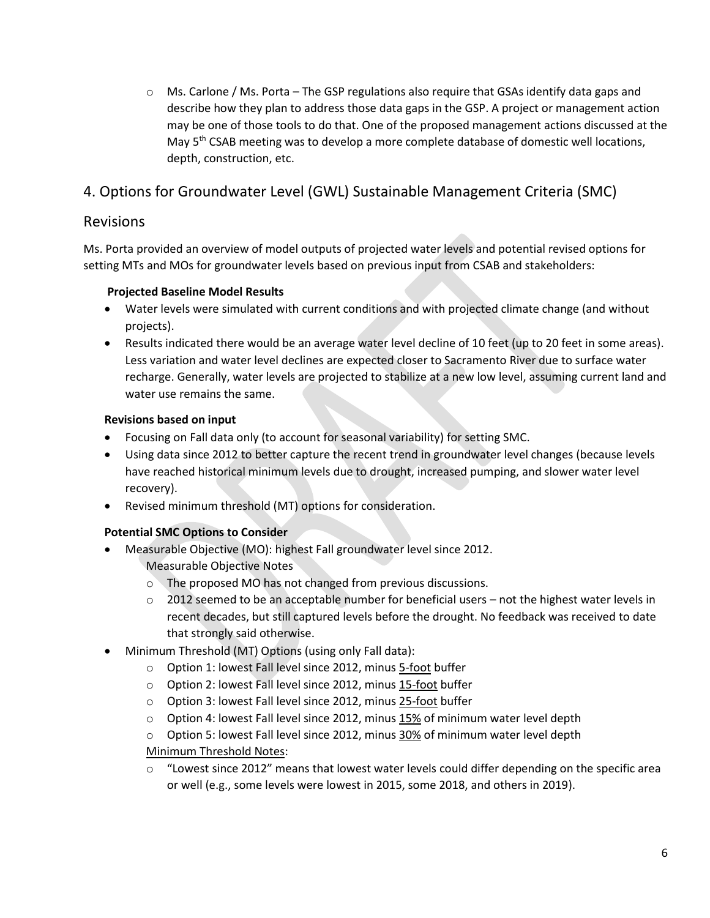- Ms. Carlone / Ms. Porta – The GSP regulations also require that GSAs identify data gaps and describe how they plan to address those data gaps in the GSP. A project or management action may be one of those tools to do that. One of the proposed management actions discussed at the May 5th CSAB meeting was to develop a more complete database of domestic well locations, depth, construction, etc.

## 4. Options for Groundwater Level (GWL) Sustainable Management Criteria (SMC) Revisions

Ms. Porta provided an overview of model outputs of projected water levels and potential revised options for setting MTs and MOs for groundwater levels based on previous input from CSAB and stakeholders:

**Projected Baseline Model Results**

- Water levels were simulated with current conditions and with projected climate change (and without projects).
- Results indicated there would be an average water level decline of 10 feet (up to 20 feet in some areas). Less variation and water level declines are expected closer to Sacramento River due to surface water recharge. Generally, water levels are projected to stabilize at a new low level, assuming current land and water use remains the same.

**Revisions based on input**

- Focusing on Fall data only (to account for seasonal variability) for setting SMC.
- Using data since 2012 to better capture the recent trend in groundwater level changes (because levels have reached historical minimum levels due to drought, increased pumping, and slower water level recovery).
- Revised minimum threshold (MT) options for consideration.

**Potential SMC Options to Consider**

- Measurable Objective (MO): highest Fall groundwater level since 2012.
  Measurable Objective Notes
  - The proposed MO has not changed from previous discussions.
  - 2012 seemed to be an acceptable number for beneficial users – not the highest water levels in recent decades, but still captured levels before the drought. No feedback was received to date that strongly said otherwise.
- Minimum Threshold (MT) Options (using only Fall data):
  - Option 1: lowest Fall level since 2012, minus <u>5-foot</u> buffer
  - Option 2: lowest Fall level since 2012, minus <u>15-foot</u> buffer
  - Option 3: lowest Fall level since 2012, minus <u>25-foot</u> buffer
  - Option 4: lowest Fall level since 2012, minus <u>15%</u> of minimum water level depth
  - Option 5: lowest Fall level since 2012, minus <u>30%</u> of minimum water level depth

  <u>Minimum Threshold Notes</u>:
  - "Lowest since 2012" means that lowest water levels could differ depending on the specific area or well (e.g., some levels were lowest in 2015, some 2018, and others in 2019).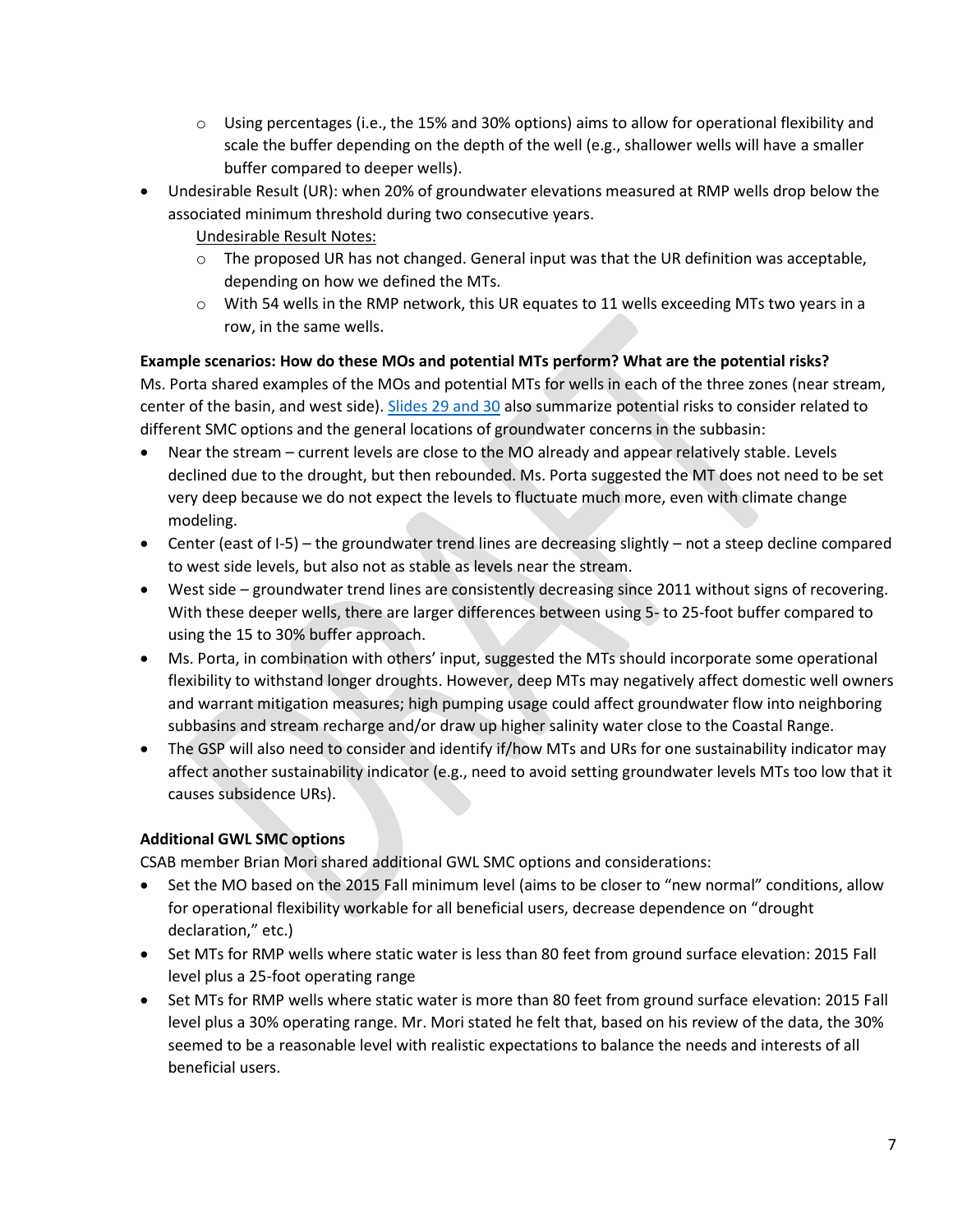- Using percentages (i.e., the 15% and 30% options) aims to allow for operational flexibility and scale the buffer depending on the depth of the well (e.g., shallower wells will have a smaller buffer compared to deeper wells).
- Undesirable Result (UR): when 20% of groundwater elevations measured at RMP wells drop below the associated minimum threshold during two consecutive years.

  Undesirable Result Notes:
  - The proposed UR has not changed. General input was that the UR definition was acceptable, depending on how we defined the MTs.
  - With 54 wells in the RMP network, this UR equates to 11 wells exceeding MTs two years in a row, in the same wells.

**Example scenarios: How do these MOs and potential MTs perform? What are the potential risks?**

Ms. Porta shared examples of the MOs and potential MTs for wells in each of the three zones (near stream, center of the basin, and west side). [Slides 29 and 30](#) also summarize potential risks to consider related to different SMC options and the general locations of groundwater concerns in the subbasin:

- Near the stream – current levels are close to the MO already and appear relatively stable. Levels declined due to the drought, but then rebounded. Ms. Porta suggested the MT does not need to be set very deep because we do not expect the levels to fluctuate much more, even with climate change modeling.
- Center (east of I-5) – the groundwater trend lines are decreasing slightly – not a steep decline compared to west side levels, but also not as stable as levels near the stream.
- West side – groundwater trend lines are consistently decreasing since 2011 without signs of recovering. With these deeper wells, there are larger differences between using 5- to 25-foot buffer compared to using the 15 to 30% buffer approach.
- Ms. Porta, in combination with others' input, suggested the MTs should incorporate some operational flexibility to withstand longer droughts. However, deep MTs may negatively affect domestic well owners and warrant mitigation measures; high pumping usage could affect groundwater flow into neighboring subbasins and stream recharge and/or draw up higher salinity water close to the Coastal Range.
- The GSP will also need to consider and identify if/how MTs and URs for one sustainability indicator may affect another sustainability indicator (e.g., need to avoid setting groundwater levels MTs too low that it causes subsidence URs).

**Additional GWL SMC options**

CSAB member Brian Mori shared additional GWL SMC options and considerations:

- Set the MO based on the 2015 Fall minimum level (aims to be closer to "new normal" conditions, allow for operational flexibility workable for all beneficial users, decrease dependence on "drought declaration," etc.)
- Set MTs for RMP wells where static water is less than 80 feet from ground surface elevation: 2015 Fall level plus a 25-foot operating range
- Set MTs for RMP wells where static water is more than 80 feet from ground surface elevation: 2015 Fall level plus a 30% operating range. Mr. Mori stated he felt that, based on his review of the data, the 30% seemed to be a reasonable level with realistic expectations to balance the needs and interests of all beneficial users.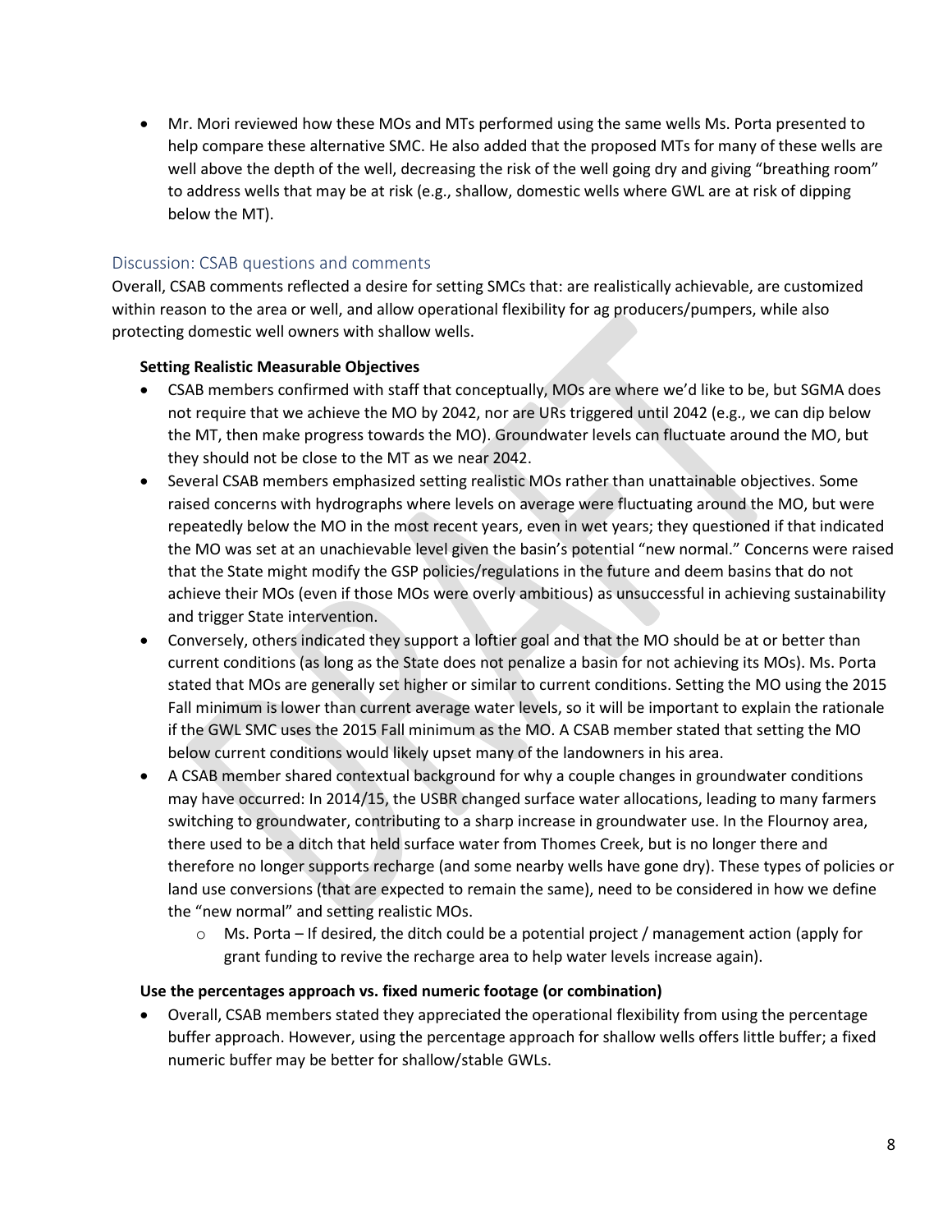- Mr. Mori reviewed how these MOs and MTs performed using the same wells Ms. Porta presented to help compare these alternative SMC. He also added that the proposed MTs for many of these wells are well above the depth of the well, decreasing the risk of the well going dry and giving "breathing room" to address wells that may be at risk (e.g., shallow, domestic wells where GWL are at risk of dipping below the MT).

## Discussion: CSAB questions and comments

Overall, CSAB comments reflected a desire for setting SMCs that: are realistically achievable, are customized within reason to the area or well, and allow operational flexibility for ag producers/pumpers, while also protecting domestic well owners with shallow wells.

**Setting Realistic Measurable Objectives**

- CSAB members confirmed with staff that conceptually, MOs are where we'd like to be, but SGMA does not require that we achieve the MO by 2042, nor are URs triggered until 2042 (e.g., we can dip below the MT, then make progress towards the MO). Groundwater levels can fluctuate around the MO, but they should not be close to the MT as we near 2042.
- Several CSAB members emphasized setting realistic MOs rather than unattainable objectives. Some raised concerns with hydrographs where levels on average were fluctuating around the MO, but were repeatedly below the MO in the most recent years, even in wet years; they questioned if that indicated the MO was set at an unachievable level given the basin's potential "new normal." Concerns were raised that the State might modify the GSP policies/regulations in the future and deem basins that do not achieve their MOs (even if those MOs were overly ambitious) as unsuccessful in achieving sustainability and trigger State intervention.
- Conversely, others indicated they support a loftier goal and that the MO should be at or better than current conditions (as long as the State does not penalize a basin for not achieving its MOs). Ms. Porta stated that MOs are generally set higher or similar to current conditions. Setting the MO using the 2015 Fall minimum is lower than current average water levels, so it will be important to explain the rationale if the GWL SMC uses the 2015 Fall minimum as the MO. A CSAB member stated that setting the MO below current conditions would likely upset many of the landowners in his area.
- A CSAB member shared contextual background for why a couple changes in groundwater conditions may have occurred: In 2014/15, the USBR changed surface water allocations, leading to many farmers switching to groundwater, contributing to a sharp increase in groundwater use. In the Flournoy area, there used to be a ditch that held surface water from Thomes Creek, but is no longer there and therefore no longer supports recharge (and some nearby wells have gone dry). These types of policies or land use conversions (that are expected to remain the same), need to be considered in how we define the "new normal" and setting realistic MOs.
  - Ms. Porta – If desired, the ditch could be a potential project / management action (apply for grant funding to revive the recharge area to help water levels increase again).

**Use the percentages approach vs. fixed numeric footage (or combination)**

- Overall, CSAB members stated they appreciated the operational flexibility from using the percentage buffer approach. However, using the percentage approach for shallow wells offers little buffer; a fixed numeric buffer may be better for shallow/stable GWLs.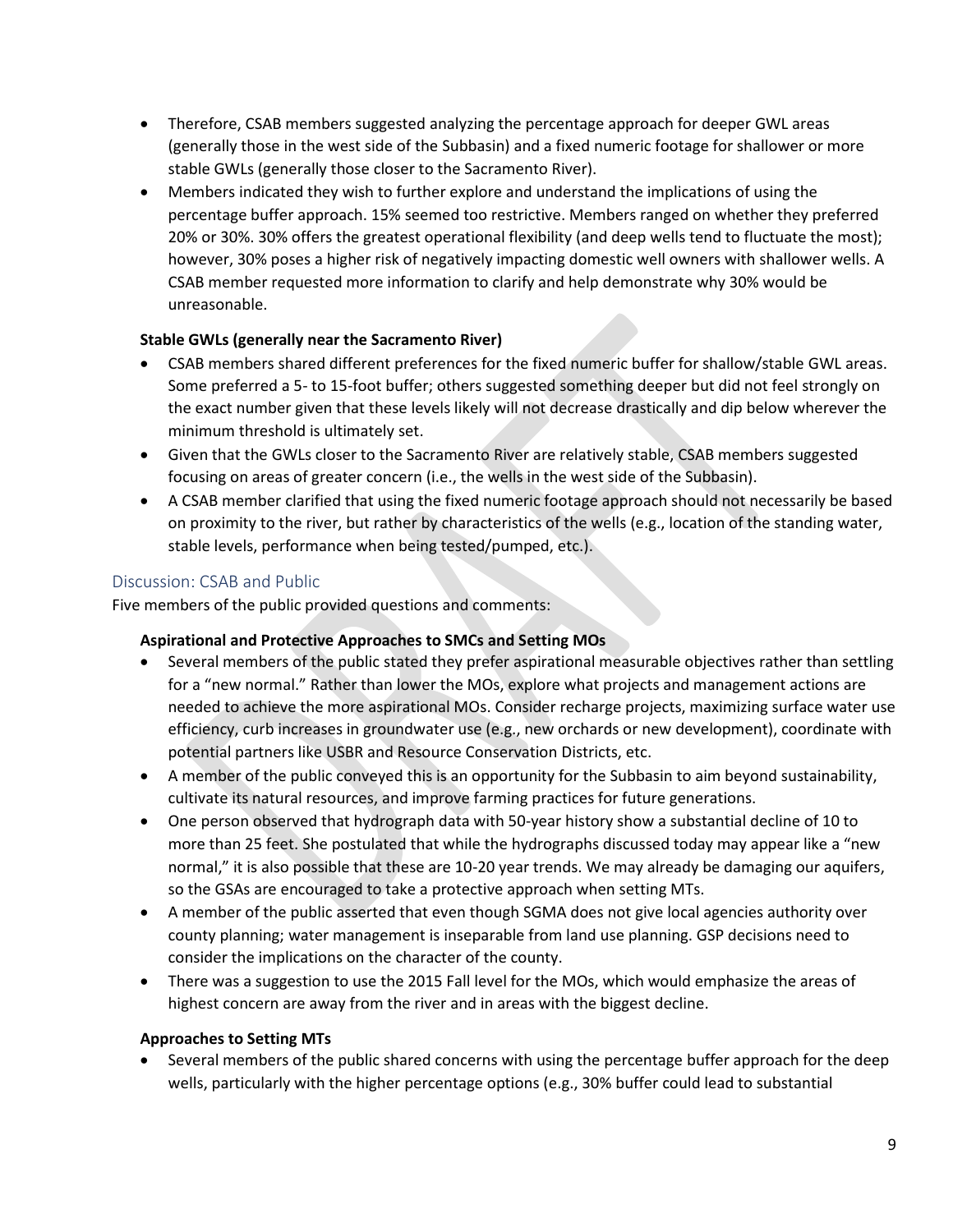- Therefore, CSAB members suggested analyzing the percentage approach for deeper GWL areas (generally those in the west side of the Subbasin) and a fixed numeric footage for shallower or more stable GWLs (generally those closer to the Sacramento River).
- Members indicated they wish to further explore and understand the implications of using the percentage buffer approach. 15% seemed too restrictive. Members ranged on whether they preferred 20% or 30%. 30% offers the greatest operational flexibility (and deep wells tend to fluctuate the most); however, 30% poses a higher risk of negatively impacting domestic well owners with shallower wells. A CSAB member requested more information to clarify and help demonstrate why 30% would be unreasonable.

**Stable GWLs (generally near the Sacramento River)**

- CSAB members shared different preferences for the fixed numeric buffer for shallow/stable GWL areas. Some preferred a 5- to 15-foot buffer; others suggested something deeper but did not feel strongly on the exact number given that these levels likely will not decrease drastically and dip below wherever the minimum threshold is ultimately set.
- Given that the GWLs closer to the Sacramento River are relatively stable, CSAB members suggested focusing on areas of greater concern (i.e., the wells in the west side of the Subbasin).
- A CSAB member clarified that using the fixed numeric footage approach should not necessarily be based on proximity to the river, but rather by characteristics of the wells (e.g., location of the standing water, stable levels, performance when being tested/pumped, etc.).

## Discussion: CSAB and Public

Five members of the public provided questions and comments:

**Aspirational and Protective Approaches to SMCs and Setting MOs**

- Several members of the public stated they prefer aspirational measurable objectives rather than settling for a "new normal." Rather than lower the MOs, explore what projects and management actions are needed to achieve the more aspirational MOs. Consider recharge projects, maximizing surface water use efficiency, curb increases in groundwater use (e.g., new orchards or new development), coordinate with potential partners like USBR and Resource Conservation Districts, etc.
- A member of the public conveyed this is an opportunity for the Subbasin to aim beyond sustainability, cultivate its natural resources, and improve farming practices for future generations.
- One person observed that hydrograph data with 50-year history show a substantial decline of 10 to more than 25 feet. She postulated that while the hydrographs discussed today may appear like a "new normal," it is also possible that these are 10-20 year trends. We may already be damaging our aquifers, so the GSAs are encouraged to take a protective approach when setting MTs.
- A member of the public asserted that even though SGMA does not give local agencies authority over county planning; water management is inseparable from land use planning. GSP decisions need to consider the implications on the character of the county.
- There was a suggestion to use the 2015 Fall level for the MOs, which would emphasize the areas of highest concern are away from the river and in areas with the biggest decline.

**Approaches to Setting MTs**

- Several members of the public shared concerns with using the percentage buffer approach for the deep wells, particularly with the higher percentage options (e.g., 30% buffer could lead to substantial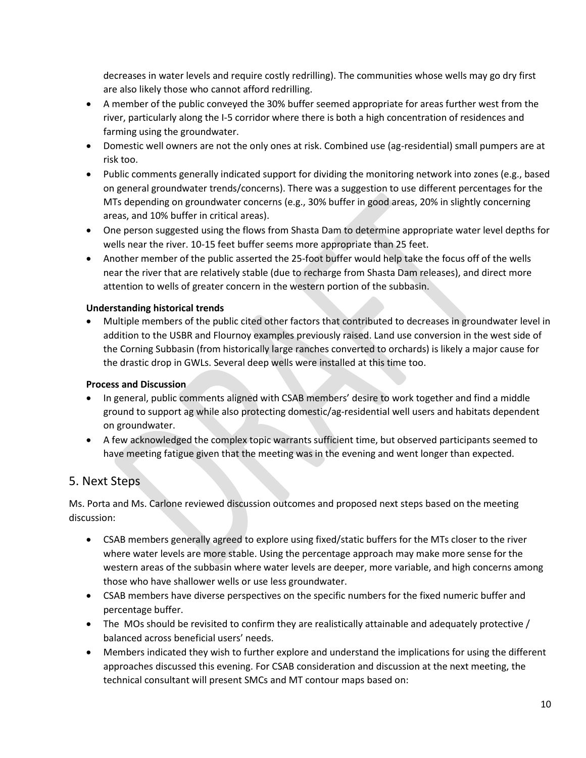decreases in water levels and require costly redrilling). The communities whose wells may go dry first are also likely those who cannot afford redrilling.

- A member of the public conveyed the 30% buffer seemed appropriate for areas further west from the river, particularly along the I-5 corridor where there is both a high concentration of residences and farming using the groundwater.
- Domestic well owners are not the only ones at risk. Combined use (ag-residential) small pumpers are at risk too.
- Public comments generally indicated support for dividing the monitoring network into zones (e.g., based on general groundwater trends/concerns). There was a suggestion to use different percentages for the MTs depending on groundwater concerns (e.g., 30% buffer in good areas, 20% in slightly concerning areas, and 10% buffer in critical areas).
- One person suggested using the flows from Shasta Dam to determine appropriate water level depths for wells near the river. 10-15 feet buffer seems more appropriate than 25 feet.
- Another member of the public asserted the 25-foot buffer would help take the focus off of the wells near the river that are relatively stable (due to recharge from Shasta Dam releases), and direct more attention to wells of greater concern in the western portion of the subbasin.

**Understanding historical trends**

- Multiple members of the public cited other factors that contributed to decreases in groundwater level in addition to the USBR and Flournoy examples previously raised. Land use conversion in the west side of the Corning Subbasin (from historically large ranches converted to orchards) is likely a major cause for the drastic drop in GWLs. Several deep wells were installed at this time too.

**Process and Discussion**

- In general, public comments aligned with CSAB members' desire to work together and find a middle ground to support ag while also protecting domestic/ag-residential well users and habitats dependent on groundwater.
- A few acknowledged the complex topic warrants sufficient time, but observed participants seemed to have meeting fatigue given that the meeting was in the evening and went longer than expected.

## 5. Next Steps

Ms. Porta and Ms. Carlone reviewed discussion outcomes and proposed next steps based on the meeting discussion:

- CSAB members generally agreed to explore using fixed/static buffers for the MTs closer to the river where water levels are more stable. Using the percentage approach may make more sense for the western areas of the subbasin where water levels are deeper, more variable, and high concerns among those who have shallower wells or use less groundwater.
- CSAB members have diverse perspectives on the specific numbers for the fixed numeric buffer and percentage buffer.
- The MOs should be revisited to confirm they are realistically attainable and adequately protective / balanced across beneficial users' needs.
- Members indicated they wish to further explore and understand the implications for using the different approaches discussed this evening. For CSAB consideration and discussion at the next meeting, the technical consultant will present SMCs and MT contour maps based on: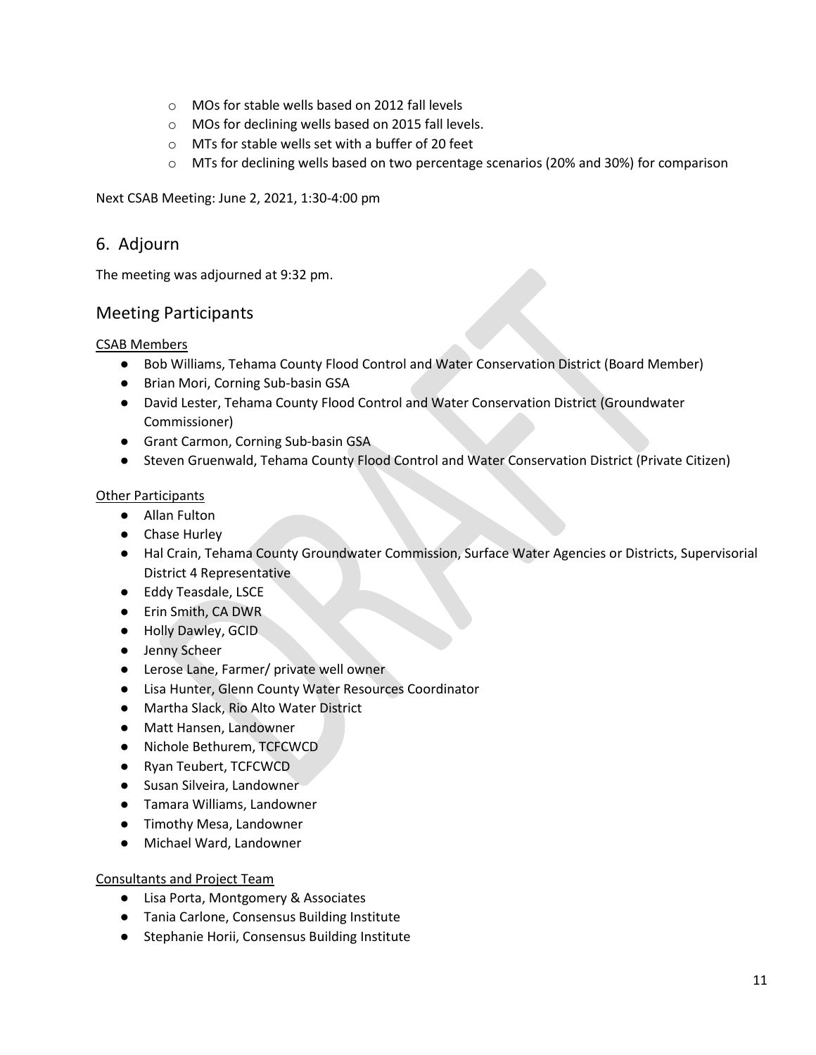- MOs for stable wells based on 2012 fall levels
- MOs for declining wells based on 2015 fall levels.
- MTs for stable wells set with a buffer of 20 feet
- MTs for declining wells based on two percentage scenarios (20% and 30%) for comparison

Next CSAB Meeting: June 2, 2021, 1:30-4:00 pm

## 6. Adjourn

The meeting was adjourned at 9:32 pm.

## Meeting Participants

CSAB Members

- Bob Williams, Tehama County Flood Control and Water Conservation District (Board Member)
- Brian Mori, Corning Sub-basin GSA
- David Lester, Tehama County Flood Control and Water Conservation District (Groundwater Commissioner)
- Grant Carmon, Corning Sub-basin GSA
- Steven Gruenwald, Tehama County Flood Control and Water Conservation District (Private Citizen)

Other Participants

- Allan Fulton
- Chase Hurley
- Hal Crain, Tehama County Groundwater Commission, Surface Water Agencies or Districts, Supervisorial District 4 Representative
- Eddy Teasdale, LSCE
- Erin Smith, CA DWR
- Holly Dawley, GCID
- Jenny Scheer
- Lerose Lane, Farmer/ private well owner
- Lisa Hunter, Glenn County Water Resources Coordinator
- Martha Slack, Rio Alto Water District
- Matt Hansen, Landowner
- Nichole Bethurem, TCFCWCD
- Ryan Teubert, TCFCWCD
- Susan Silveira, Landowner
- Tamara Williams, Landowner
- Timothy Mesa, Landowner
- Michael Ward, Landowner

Consultants and Project Team

- Lisa Porta, Montgomery & Associates
- Tania Carlone, Consensus Building Institute
- Stephanie Horii, Consensus Building Institute